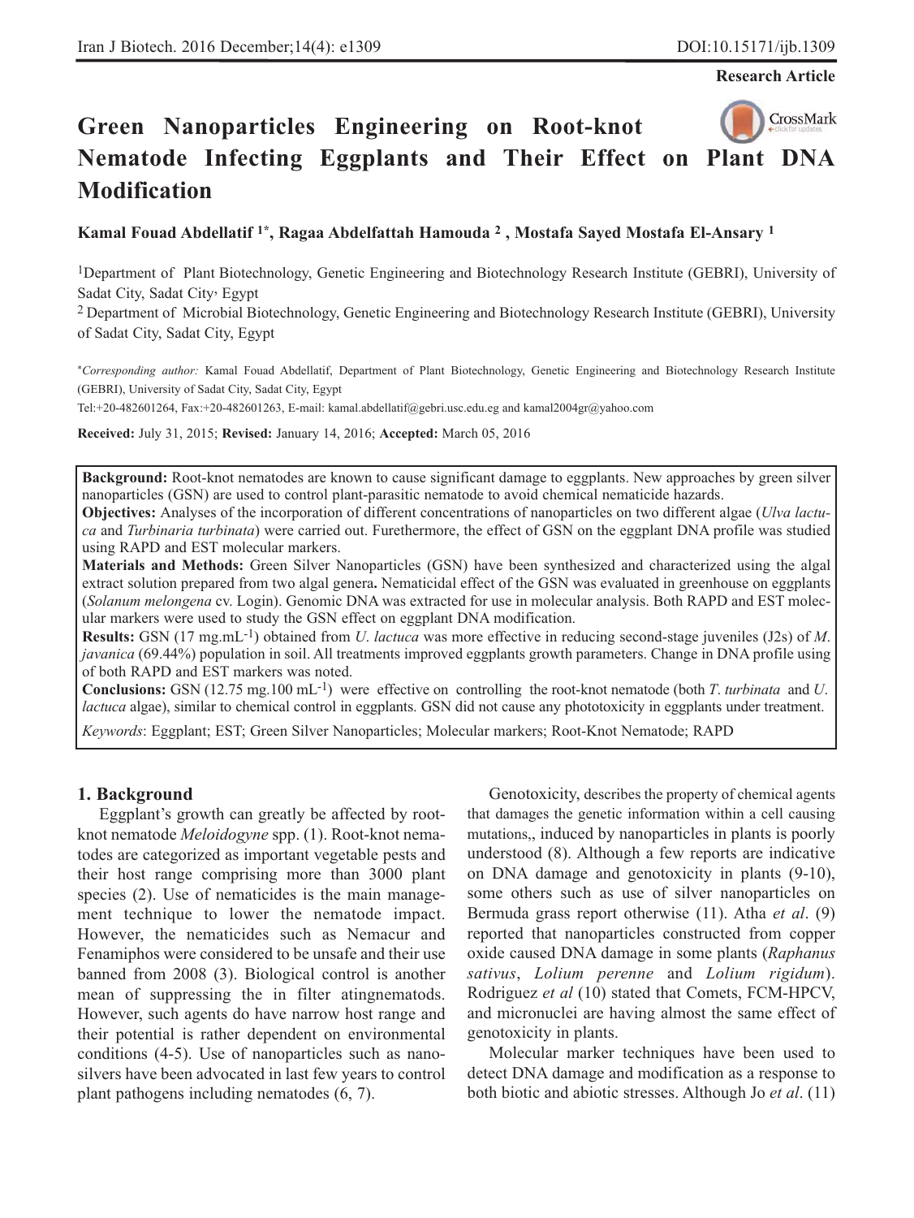Research Article

# Green Nanoparticles Engineering on Root-knot Nematode Infecting Eggplants and Their Effect on Plant DNA Modification

**Kamal Fouad Abdellatif [1*], Ragaa Abdelfattah Hamouda [2], Mostafa Sayed Mostafa El-Ansary [1]**

[1]Department of Plant Biotechnology, Genetic Engineering and Biotechnology Research Institute (GEBRI), University of Sadat City, Sadat City, Egypt

[2] Department of Microbial Biotechnology, Genetic Engineering and Biotechnology Research Institute (GEBRI), University of Sadat City, Sadat City, Egypt

*Corresponding author: Kamal Fouad Abdellatif, Department of Plant Biotechnology, Genetic Engineering and Biotechnology Research Institute (GEBRI), University of Sadat City, Sadat City, Egypt

Tel:+20-482601264, Fax:+20-482601263, E-mail: kamal.abdellatif@gebri.usc.edu.eg and kamal2004gr@yahoo.com

**Received:** July 31, 2015; **Revised:** January 14, 2016; **Accepted:** March 05, 2016

**Background:** Root-knot nematodes are known to cause significant damage to eggplants. New approaches by green silver nanoparticles (GSN) are used to control plant-parasitic nematode to avoid chemical nematicide hazards.

**Objectives:** Analyses of the incorporation of different concentrations of nanoparticles on two different algae (*Ulva lactuca* and *Turbinaria turbinata*) were carried out. Furethermore, the effect of GSN on the eggplant DNA profile was studied using RAPD and EST molecular markers.

**Materials and Methods:** Green Silver Nanoparticles (GSN) have been synthesized and characterized using the algal extract solution prepared from two algal genera**.** Nematicidal effect of the GSN was evaluated in greenhouse on eggplants (*Solanum melongena* cv. Login). Genomic DNA was extracted for use in molecular analysis. Both RAPD and EST molecular markers were used to study the GSN effect on eggplant DNA modification.

**Results:** GSN (17 $mg.mL^{-1}$) obtained from *U. lactuca* was more effective in reducing second-stage juveniles (J2s) of *M. javanica* (69.44%) population in soil. All treatments improved eggplants growth parameters. Change in DNA profile using of both RAPD and EST markers was noted.

**Conclusions:** GSN (12.75 $mg.100 mL^{-1}$) were effective on controlling the root-knot nematode (both *T. turbinata* and *U. lactuca* algae), similar to chemical control in eggplants. GSN did not cause any phototoxicity in eggplants under treatment.

*Keywords*: Eggplant; EST; Green Silver Nanoparticles; Molecular markers; Root-Knot Nematode; RAPD

## 1. Background

Eggplant's growth can greatly be affected by root-knot nematode *Meloidogyne* spp. (1). Root-knot nematodes are categorized as important vegetable pests and their host range comprising more than 3000 plant species (2). Use of nematicides is the main management technique to lower the nematode impact. However, the nematicides such as Nemacur and Fenamiphos were considered to be unsafe and their use banned from 2008 (3). Biological control is another mean of suppressing the in filter atingnematods. However, such agents do have narrow host range and their potential is rather dependent on environmental conditions (4-5). Use of nanoparticles such as nanosilvers have been advocated in last few years to control plant pathogens including nematodes (6, 7).

Genotoxicity, describes the property of chemical agents that damages the genetic information within a cell causing mutations,, induced by nanoparticles in plants is poorly understood (8). Although a few reports are indicative on DNA damage and genotoxicity in plants (9-10), some others such as use of silver nanoparticles on Bermuda grass report otherwise (11). Atha *et al*. (9) reported that nanoparticles constructed from copper oxide caused DNA damage in some plants (*Raphanus sativus*, *Lolium perenne* and *Lolium rigidum*). Rodriguez *et al* (10) stated that Comets, FCM-HPCV, and micronuclei are having almost the same effect of genotoxicity in plants.

Molecular marker techniques have been used to detect DNA damage and modification as a response to both biotic and abiotic stresses. Although Jo *et al*. (11)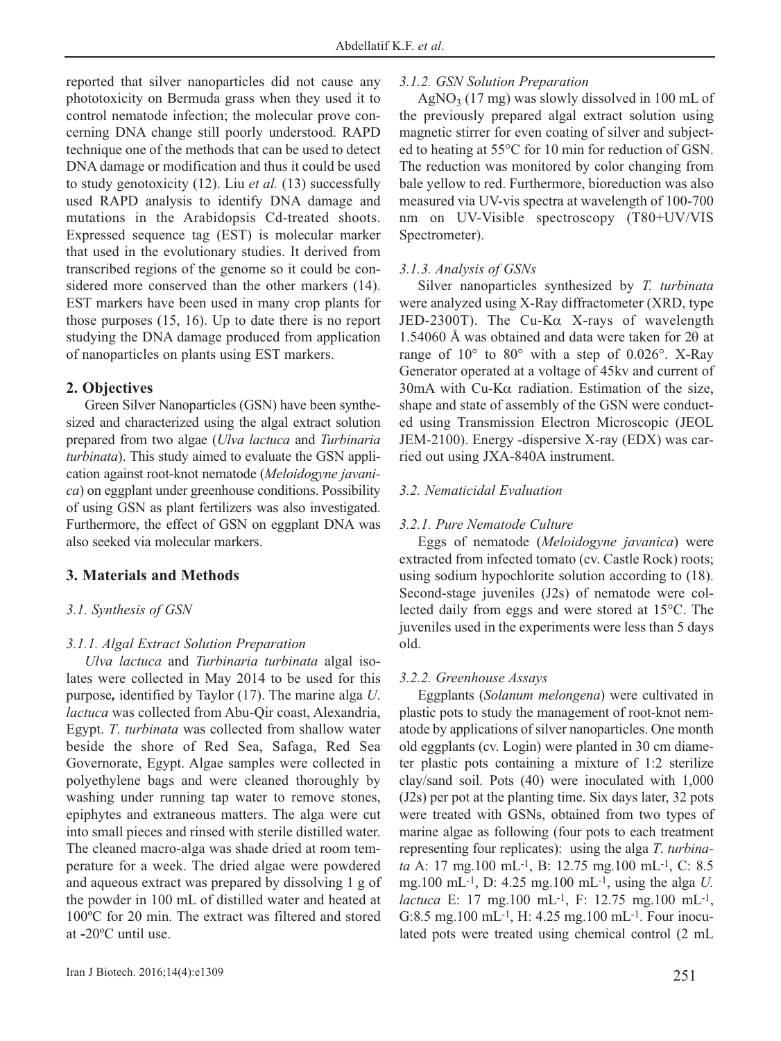reported that silver nanoparticles did not cause any phototoxicity on Bermuda grass when they used it to control nematode infection; the molecular prove concerning DNA change still poorly understood. RAPD technique one of the methods that can be used to detect DNA damage or modification and thus it could be used to study genotoxicity (12). Liu *et al.* (13) successfully used RAPD analysis to identify DNA damage and mutations in the Arabidopsis Cd-treated shoots. Expressed sequence tag (EST) is molecular marker that used in the evolutionary studies. It derived from transcribed regions of the genome so it could be considered more conserved than the other markers (14). EST markers have been used in many crop plants for those purposes (15, 16). Up to date there is no report studying the DNA damage produced from application of nanoparticles on plants using EST markers.

## 2. Objectives

Green Silver Nanoparticles (GSN) have been synthesized and characterized using the algal extract solution prepared from two algae (*Ulva lactuca* and *Turbinaria turbinata*). This study aimed to evaluate the GSN application against root-knot nematode (*Meloidogyne javanica*) on eggplant under greenhouse conditions. Possibility of using GSN as plant fertilizers was also investigated. Furthermore, the effect of GSN on eggplant DNA was also seeked via molecular markers.

## 3. Materials and Methods

### *3.1. Synthesis of GSN*

#### *3.1.1. Algal Extract Solution Preparation*

*Ulva lactuca* and *Turbinaria turbinata* algal isolates were collected in May 2014 to be used for this purpose*,* identified by Taylor (17). The marine alga *U. lactuca* was collected from Abu-Qir coast, Alexandria, Egypt. *T*. *turbinata* was collected from shallow water beside the shore of Red Sea, Safaga, Red Sea Governorate, Egypt. Algae samples were collected in polyethylene bags and were cleaned thoroughly by washing under running tap water to remove stones, epiphytes and extraneous matters. The alga were cut into small pieces and rinsed with sterile distilled water. The cleaned macro-alga was shade dried at room temperature for a week. The dried algae were powdered and aqueous extract was prepared by dissolving 1 g of the powder in 100 mL of distilled water and heated at 100ºC for 20 min. The extract was filtered and stored at -20ºC until use.

#### *3.1.2. GSN Solution Preparation*

$AgNO_3$ (17 mg) was slowly dissolved in 100 mL of the previously prepared algal extract solution using magnetic stirrer for even coating of silver and subjected to heating at 55°C for 10 min for reduction of GSN. The reduction was monitored by color changing from bale yellow to red. Furthermore, bioreduction was also measured via UV-vis spectra at wavelength of 100-700 nm on UV-Visible spectroscopy (T80+UV/VIS Spectrometer).

#### *3.1.3. Analysis of GSNs*

Silver nanoparticles synthesized by *T. turbinata* were analyzed using X-Ray diffractometer (XRD, type JED-2300T). The Cu-Kα X-rays of wavelength 1.54060 Å was obtained and data were taken for 2θ at range of 10° to 80° with a step of 0.026°. X-Ray Generator operated at a voltage of 45kv and current of 30mA with Cu-Kα radiation. Estimation of the size, shape and state of assembly of the GSN were conducted using Transmission Electron Microscopic (JEOL JEM-2100). Energy -dispersive X-ray (EDX) was carried out using JXA-840A instrument.

### *3.2. Nematicidal Evaluation*

#### *3.2.1. Pure Nematode Culture*

Eggs of nematode (*Meloidogyne javanica*) were extracted from infected tomato (cv. Castle Rock) roots; using sodium hypochlorite solution according to (18). Second-stage juveniles (J2s) of nematode were collected daily from eggs and were stored at 15°C. The juveniles used in the experiments were less than 5 days old.

#### *3.2.2. Greenhouse Assays*

Eggplants (*Solanum melongena*) were cultivated in plastic pots to study the management of root-knot nematode by applications of silver nanoparticles. One month old eggplants (cv. Login) were planted in 30 cm diameter plastic pots containing a mixture of 1:2 sterilize clay/sand soil. Pots (40) were inoculated with 1,000 (J2s) per pot at the planting time. Six days later, 32 pots were treated with GSNs, obtained from two types of marine algae as following (four pots to each treatment representing four replicates): using the alga *T*. *turbinata* A: 17 $mg.100\ mL^{-1}$, B: 12.75 $mg.100\ mL^{-1}$, C: 8.5 $mg.100\ mL^{-1}$, D: 4.25 $mg.100\ mL^{-1}$, using the alga *U. lactuca* E: 17 $mg.100\ mL^{-1}$, F: 12.75 $mg.100\ mL^{-1}$, G:8.5 $mg.100\ mL^{-1}$, H: 4.25 $mg.100\ mL^{-1}$. Four inoculated pots were treated using chemical control (2 mL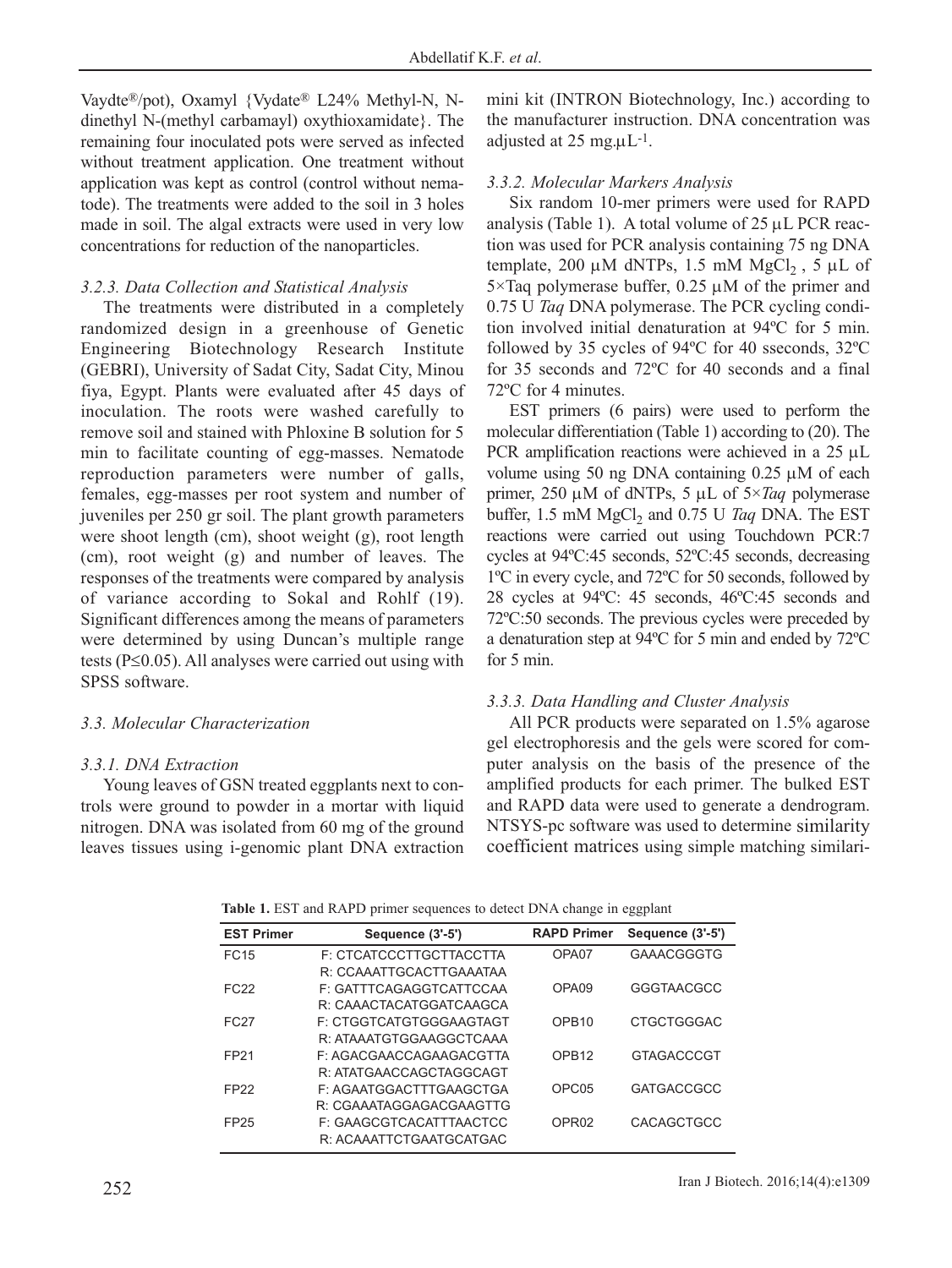Vaydte®/pot), Oxamyl {Vydate® L24% Methyl-N, N-dinethyl N-(methyl carbamayl) oxythioxamidate}. The remaining four inoculated pots were served as infected without treatment application. One treatment without application was kept as control (control without nematode). The treatments were added to the soil in 3 holes made in soil. The algal extracts were used in very low concentrations for reduction of the nanoparticles.

### 3.2.3. Data Collection and Statistical Analysis

The treatments were distributed in a completely randomized design in a greenhouse of Genetic Engineering Biotechnology Research Institute (GEBRI), University of Sadat City, Sadat City, Minoufiya, Egypt. Plants were evaluated after 45 days of inoculation. The roots were washed carefully to remove soil and stained with Phloxine B solution for 5 min to facilitate counting of egg-masses. Nematode reproduction parameters were number of galls, females, egg-masses per root system and number of juveniles per 250 gr soil. The plant growth parameters were shoot length (cm), shoot weight (g), root length (cm), root weight (g) and number of leaves. The responses of the treatments were compared by analysis of variance according to Sokal and Rohlf (19). Significant differences among the means of parameters were determined by using Duncan's multiple range tests ($P \leq 0.05$). All analyses were carried out using with SPSS software.

## 3.3. Molecular Characterization

### 3.3.1. DNA Extraction

Young leaves of GSN treated eggplants next to controls were ground to powder in a mortar with liquid nitrogen. DNA was isolated from 60 mg of the ground leaves tissues using i-genomic plant DNA extraction mini kit (INTRON Biotechnology, Inc.) according to the manufacturer instruction. DNA concentration was adjusted at 25 $mg.\mu L^{-1}$.

### 3.3.2. Molecular Markers Analysis

Six random 10-mer primers were used for RAPD analysis (Table 1). A total volume of 25 µL PCR reaction was used for PCR analysis containing 75 ng DNA template, 200 µM dNTPs, 1.5 mM $MgCl_2$ , 5 µL of 5×Taq polymerase buffer, 0.25 µM of the primer and 0.75 U *Taq* DNA polymerase. The PCR cycling condition involved initial denaturation at 94ºC for 5 min. followed by 35 cycles of 94ºC for 40 sseconds, 32ºC for 35 seconds and 72ºC for 40 seconds and a final 72ºC for 4 minutes.

EST primers (6 pairs) were used to perform the molecular differentiation (Table 1) according to (20). The PCR amplification reactions were achieved in a 25 µL volume using 50 ng DNA containing 0.25 µM of each primer, 250 µM of dNTPs, 5 µL of 5×*Taq* polymerase buffer, 1.5 mM $MgCl_2$ and 0.75 U *Taq* DNA. The EST reactions were carried out using Touchdown PCR:7 cycles at 94ºC:45 seconds, 52ºC:45 seconds, decreasing 1ºC in every cycle, and 72ºC for 50 seconds, followed by 28 cycles at 94ºC: 45 seconds, 46ºC:45 seconds and 72ºC:50 seconds. The previous cycles were preceded by a denaturation step at 94ºC for 5 min and ended by 72ºC for 5 min.

### 3.3.3. Data Handling and Cluster Analysis

All PCR products were separated on 1.5% agarose gel electrophoresis and the gels were scored for computer analysis on the basis of the presence of the amplified products for each primer. The bulked EST and RAPD data were used to generate a dendrogram. NTSYS-pc software was used to determine similarity coefficient matrices using simple matching similari-

**Table 1.** EST and RAPD primer sequences to detect DNA change in eggplant

| EST Primer | Sequence (3'-5') | RAPD Primer | Sequence (3'-5') |
|---|---|---|---|
| FC15 | F: CTCATCCCTTGCTTACCTTA<br>R: CCAAATTGCACTTGAAATAA | OPA07 | GAAACGGGTG |
| FC22 | F: GATTTCAGAGGTCATTCCAA<br>R: CAAACTACATGGATCAAGCA | OPA09 | GGGTAACGCC |
| FC27 | F: CTGGTCATGTGGGAAGTAGT<br>R: ATAAATGTGGAAGGCTCAAA | OPB10 | CTGCTGGGAC |
| FP21 | F: AGACGAACCAGAAGACGTTA<br>R: ATATGAACCAGCTAGGCAGT | OPB12 | GTAGACCCGT |
| FP22 | F: AGAATGGACTTTGAAGCTGA<br>R: CGAAATAGGAGACGAAGTTG | OPC05 | GATGACCGCC |
| FP25 | F: GAAGCGTCACATTTAACTCC<br>R: ACAAATTCTGAATGCATGAC | OPR02 | CACAGCTGCC |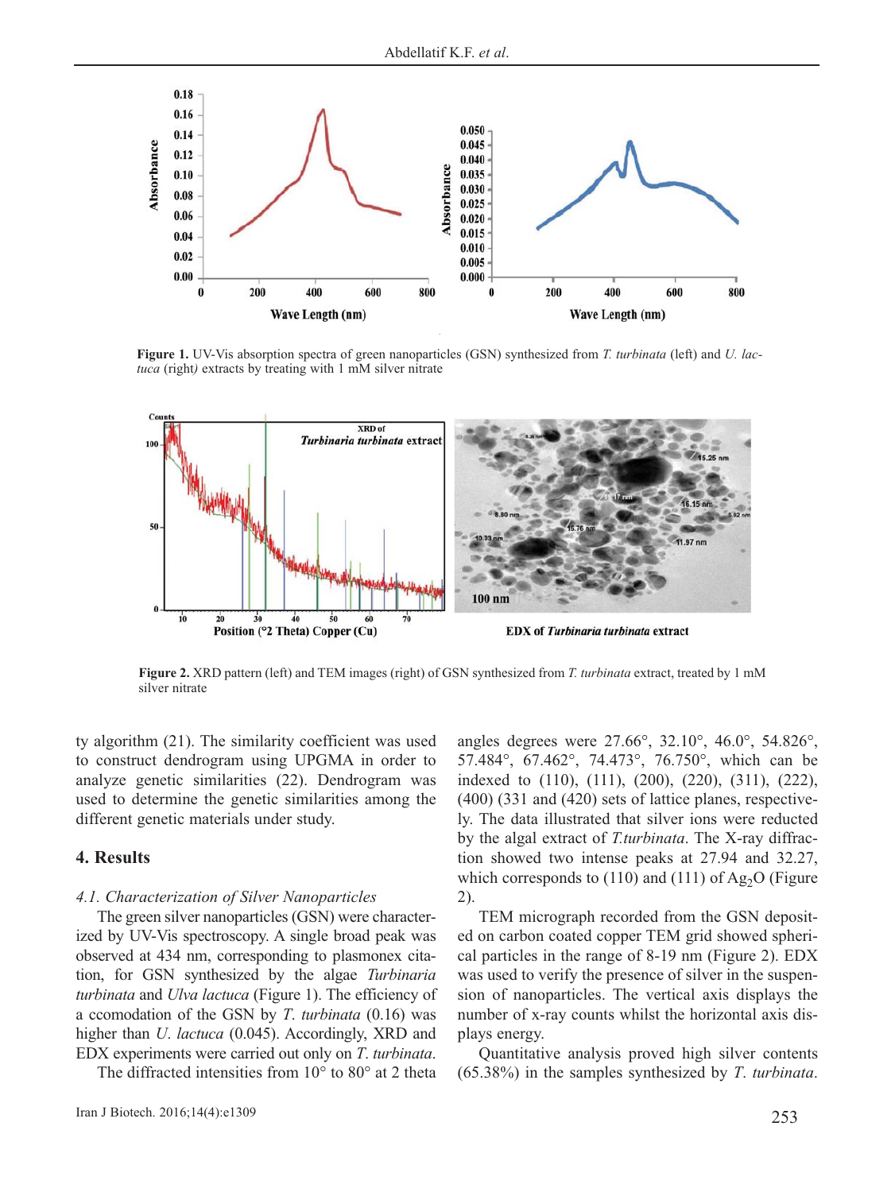**Figure 1.** UV-Vis absorption spectra of green nanoparticles (GSN) synthesized from *T. turbinata* (left) and *U. lactuca* (right*)* extracts by treating with 1 mM silver nitrate

**Figure 2.** XRD pattern (left) and TEM images (right) of GSN synthesized from *T. turbinata* extract, treated by 1 mM silver nitrate

ty algorithm (21). The similarity coefficient was used to construct dendrogram using UPGMA in order to analyze genetic similarities (22). Dendrogram was used to determine the genetic similarities among the different genetic materials under study.

## 4. Results

### *4.1. Characterization of Silver Nanoparticles*

The green silver nanoparticles (GSN) were characterized by UV-Vis spectroscopy. A single broad peak was observed at 434 nm, corresponding to plasmonex citation, for GSN synthesized by the algae *Turbinaria turbinata* and *Ulva lactuca* (Figure 1). The efficiency of a ccomodation of the GSN by *T. turbinata* (0.16) was higher than *U. lactuca* (0.045). Accordingly, XRD and EDX experiments were carried out only on *T. turbinata*.

The diffracted intensities from 10° to 80° at 2 theta angles degrees were 27.66°, 32.10°, 46.0°, 54.826°, 57.484°, 67.462°, 74.473°, 76.750°, which can be indexed to (110), (111), (200), (220), (311), (222), (400) (331 and (420) sets of lattice planes, respectively. The data illustrated that silver ions were reducted by the algal extract of *T.turbinata*. The X-ray diffraction showed two intense peaks at 27.94 and 32.27, which corresponds to (110) and (111) of $Ag_2O$ (Figure 2).

TEM micrograph recorded from the GSN deposited on carbon coated copper TEM grid showed spherical particles in the range of 8-19 nm (Figure 2). EDX was used to verify the presence of silver in the suspension of nanoparticles. The vertical axis displays the number of x-ray counts whilst the horizontal axis displays energy.

Quantitative analysis proved high silver contents (65.38%) in the samples synthesized by *T. turbinata*.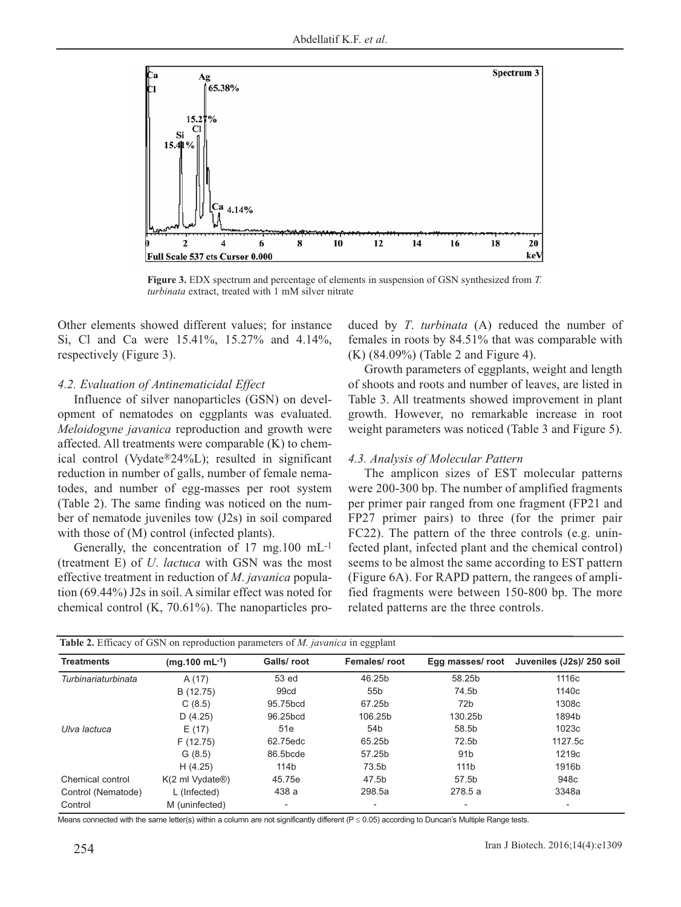**Figure 3.** EDX spectrum and percentage of elements in suspension of GSN synthesized from *T. turbinata* extract, treated with 1 mM silver nitrate

Other elements showed different values; for instance Si, Cl and Ca were 15.41%, 15.27% and 4.14%, respectively (Figure 3).

### 4.2. Evaluation of Antinematicidal Effect

Influence of silver nanoparticles (GSN) on development of nematodes on eggplants was evaluated. *Meloidogyne javanica* reproduction and growth were affected. All treatments were comparable (K) to chemical control (Vydate®24%L); resulted in significant reduction in number of galls, number of female nematodes, and number of egg-masses per root system (Table 2). The same finding was noticed on the number of nematode juveniles tow (J2s) in soil compared with those of (M) control (infected plants).

Generally, the concentration of 17 mg.100 mL$^{-1}$ (treatment E) of *U. lactuca* with GSN was the most effective treatment in reduction of *M. javanica* population (69.44%) J2s in soil. A similar effect was noted for chemical control (K, 70.61%). The nanoparticles produced by *T. turbinata* (A) reduced the number of females in roots by 84.51% that was comparable with (K) (84.09%) (Table 2 and Figure 4).

Growth parameters of eggplants, weight and length of shoots and roots and number of leaves, are listed in Table 3. All treatments showed improvement in plant growth. However, no remarkable increase in root weight parameters was noticed (Table 3 and Figure 5).

### 4.3. Analysis of Molecular Pattern

The amplicon sizes of EST molecular patterns were 200-300 bp. The number of amplified fragments per primer pair ranged from one fragment (FP21 and FP27 primer pairs) to three (for the primer pair FC22). The pattern of the three controls (e.g. uninfected plant, infected plant and the chemical control) seems to be almost the same according to EST pattern (Figure 6A). For RAPD pattern, the rangees of amplified fragments were between 150-800 bp. The more related patterns are the three controls.

**Table 2.** Efficacy of GSN on reproduction parameters of *M. javanica* in eggplant

| Treatments | (mg.100 mL$^{-1}$) | Galls/ root | Females/ root | Egg masses/ root | Juveniles (J2s)/ 250 soil |
|---|---|---|---|---|---|
| Turbinariaturbinata | A (17) | 53 ed | 46.25b | 58.25b | 1116c |
| | B (12.75) | 99cd | 55b | 74.5b | 1140c |
| | C (8.5) | 95.75bcd | 67.25b | 72b | 1308c |
| | D (4.25) | 96.25bcd | 106.25b | 130.25b | 1894b |
| *Ulva lactuca* | E (17) | 51e | 54b | 58.5b | 1023c |
| | F (12.75) | 62.75edc | 65.25b | 72.5b | 1127.5c |
| | G (8.5) | 86.5bcde | 57.25b | 91b | 1219c |
| | H (4.25) | 114b | 73.5b | 111b | 1916b |
| Chemical control | K(2 ml Vydate®) | 45.75e | 47.5b | 57.5b | 948c |
| Control (Nematode) | L (Infected) | 438 a | 298.5a | 278.5 a | 3348a |
| Control | M (uninfected) | - | - | - | - |

Means connected with the same letter(s) within a column are not significantly different ($P \leq 0.05$) according to Duncan's Multiple Range tests.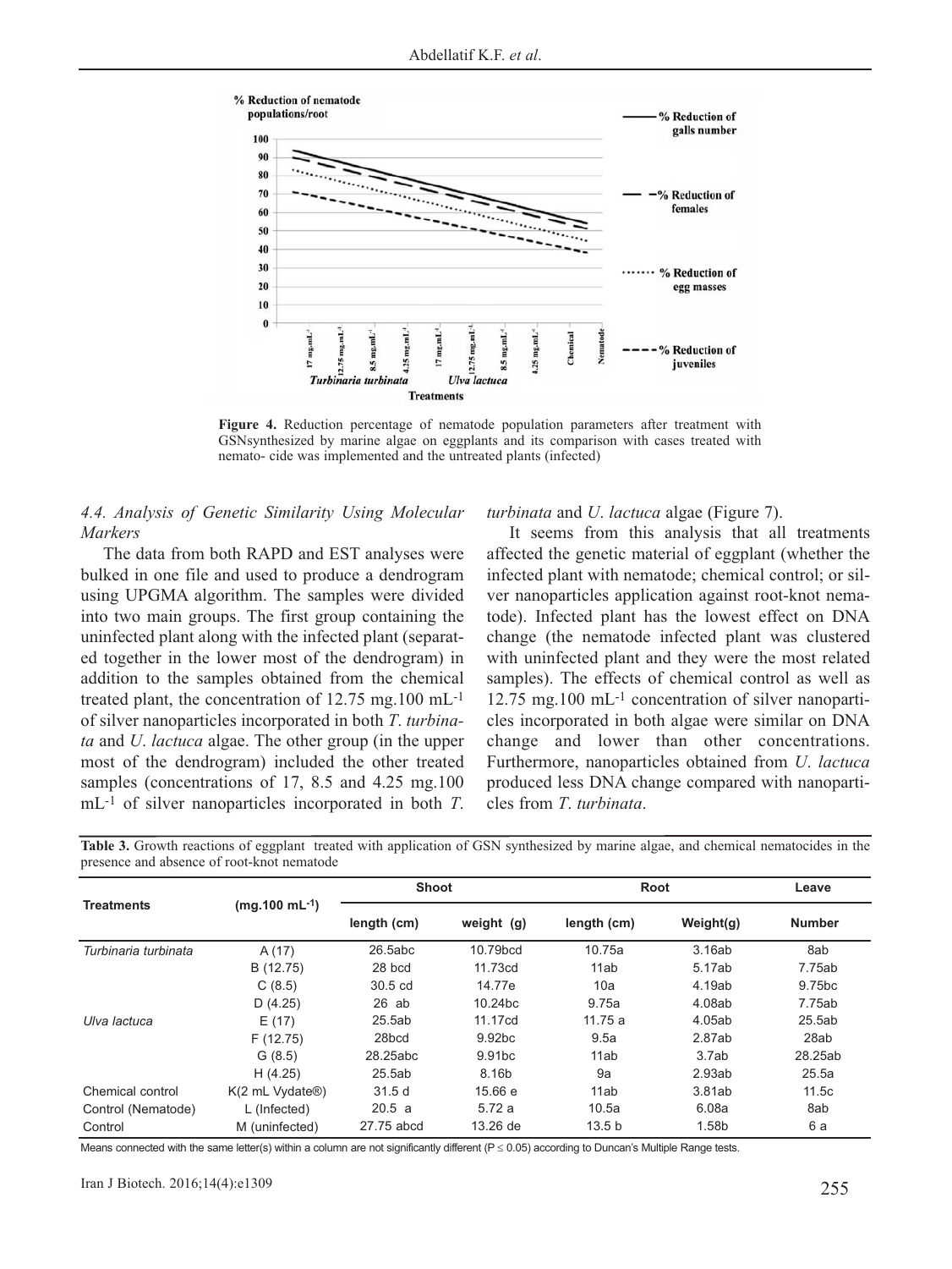Figure 4. Reduction percentage of nematode population parameters after treatment with GSNsynthesized by marine algae on eggplants and its comparison with cases treated with nemato- cide was implemented and the untreated plants (infected)

### 4.4. Analysis of Genetic Similarity Using Molecular Markers

The data from both RAPD and EST analyses were bulked in one file and used to produce a dendrogram using UPGMA algorithm. The samples were divided into two main groups. The first group containing the uninfected plant along with the infected plant (separated together in the lower most of the dendrogram) in addition to the samples obtained from the chemical treated plant, the concentration of 12.75 mg.100 $mL^{-1}$ of silver nanoparticles incorporated in both *T. turbinata* and *U. lactuca* algae. The other group (in the upper most of the dendrogram) included the other treated samples (concentrations of 17, 8.5 and 4.25 mg.100 $mL^{-1}$ of silver nanoparticles incorporated in both *T. turbinata* and *U. lactuca* algae (Figure 7).

It seems from this analysis that all treatments affected the genetic material of eggplant (whether the infected plant with nematode; chemical control; or silver nanoparticles application against root-knot nematode). Infected plant has the lowest effect on DNA change (the nematode infected plant was clustered with uninfected plant and they were the most related samples). The effects of chemical control as well as 12.75 mg.100 $mL^{-1}$ concentration of silver nanoparticles incorporated in both algae were similar on DNA change and lower than other concentrations. Furthermore, nanoparticles obtained from *U. lactuca* produced less DNA change compared with nanoparticles from *T. turbinata*.

**Table 3.** Growth reactions of eggplant treated with application of GSN synthesized by marine algae, and chemical nematocides in the presence and absence of root-knot nematode

| Treatments | (mg.100 $mL^{-1}$) | Shoot | | Root | | Leave |
|---|---|---|---|---|---|---|
| | | length (cm) | weight (g) | length (cm) | Weight(g) | Number |
| *Turbinaria turbinata* | A (17) | 26.5abc | 10.79bcd | 10.75a | 3.16ab | 8ab |
| | B (12.75) | 28 bcd | 11.73cd | 11ab | 5.17ab | 7.75ab |
| | C (8.5) | 30.5 cd | 14.77e | 10a | 4.19ab | 9.75bc |
| | D (4.25) | 26 ab | 10.24bc | 9.75a | 4.08ab | 7.75ab |
| *Ulva lactuca* | E (17) | 25.5ab | 11.17cd | 11.75 a | 4.05ab | 25.5ab |
| | F (12.75) | 28bcd | 9.92bc | 9.5a | 2.87ab | 28ab |
| | G (8.5) | 28.25abc | 9.91bc | 11ab | 3.7ab | 28.25ab |
| | H (4.25) | 25.5ab | 8.16b | 9a | 2.93ab | 25.5a |
| Chemical control | K(2 mL Vydate®) | 31.5 d | 15.66 e | 11ab | 3.81ab | 11.5c |
| Control (Nematode) | L (Infected) | 20.5 a | 5.72 a | 10.5a | 6.08a | 8ab |
| Control | M (uninfected) | 27.75 abcd | 13.26 de | 13.5 b | 1.58b | 6 a |

Means connected with the same letter(s) within a column are not significantly different ($P \leq 0.05$) according to Duncan's Multiple Range tests.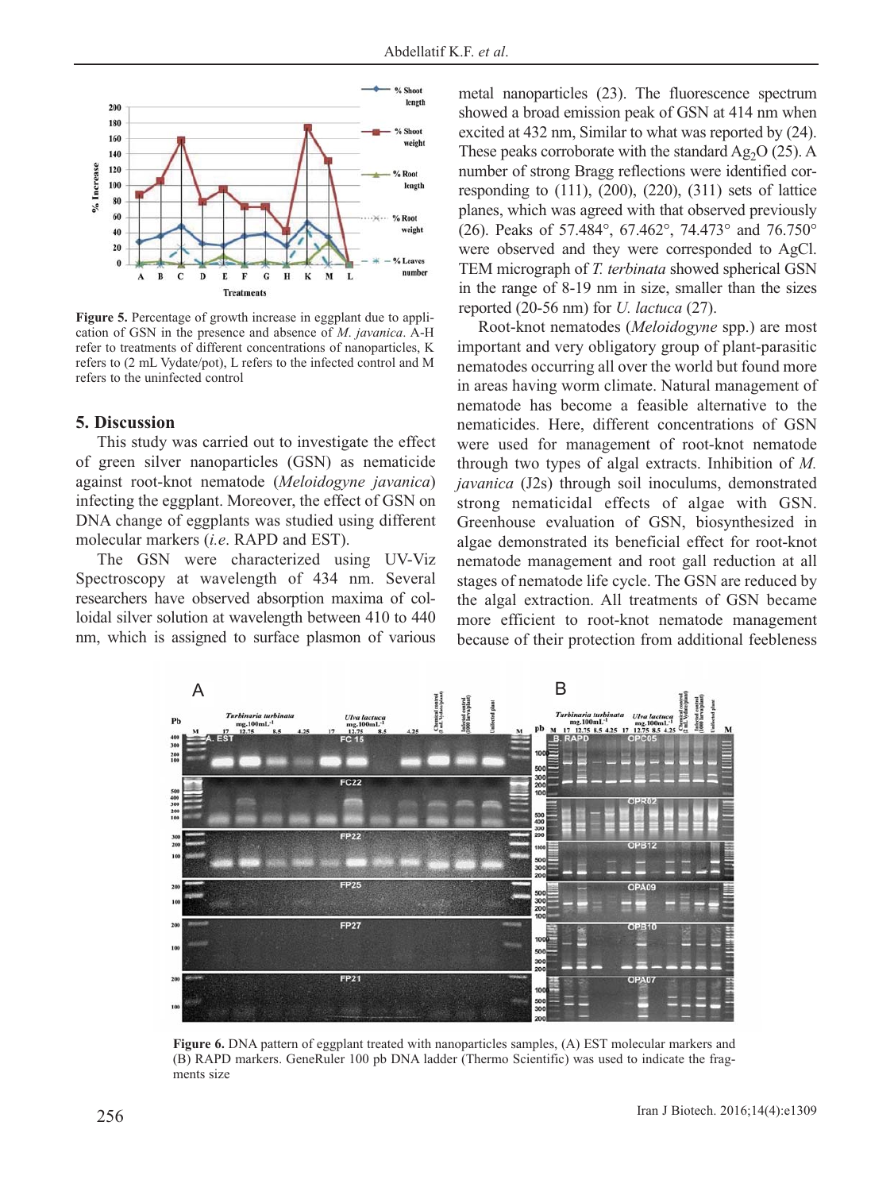**Figure 5.** Percentage of growth increase in eggplant due to application of GSN in the presence and absence of *M. javanica*. A-H refer to treatments of different concentrations of nanoparticles, K refers to (2 mL Vydate/pot), L refers to the infected control and M refers to the uninfected control

## 5. Discussion

This study was carried out to investigate the effect of green silver nanoparticles (GSN) as nematicide against root-knot nematode (*Meloidogyne javanica*) infecting the eggplant. Moreover, the effect of GSN on DNA change of eggplants was studied using different molecular markers (*i.e.* RAPD and EST).

The GSN were characterized using UV-Viz Spectroscopy at wavelength of 434 nm. Several researchers have observed absorption maxima of colloidal silver solution at wavelength between 410 to 440 nm, which is assigned to surface plasmon of various metal nanoparticles (23). The fluorescence spectrum showed a broad emission peak of GSN at 414 nm when excited at 432 nm, Similar to what was reported by (24). These peaks corroborate with the standard $Ag_2O$ (25). A number of strong Bragg reflections were identified corresponding to (111), (200), (220), (311) sets of lattice planes, which was agreed with that observed previously (26). Peaks of 57.484°, 67.462°, 74.473° and 76.750° were observed and they were corresponded to AgCl. TEM micrograph of *T. terbinata* showed spherical GSN in the range of 8-19 nm in size, smaller than the sizes reported (20-56 nm) for *U. lactuca* (27).

Root-knot nematodes (*Meloidogyne* spp.) are most important and very obligatory group of plant-parasitic nematodes occurring all over the world but found more in areas having worm climate. Natural management of nematode has become a feasible alternative to the nematicides. Here, different concentrations of GSN were used for management of root-knot nematode through two types of algal extracts. Inhibition of *M. javanica* (J2s) through soil inoculums, demonstrated strong nematicidal effects of algae with GSN. Greenhouse evaluation of GSN, biosynthesized in algae demonstrated its beneficial effect for root-knot nematode management and root gall reduction at all stages of nematode life cycle. The GSN are reduced by the algal extraction. All treatments of GSN became more efficient to root-knot nematode management because of their protection from additional feebleness

**Figure 6.** DNA pattern of eggplant treated with nanoparticles samples, (A) EST molecular markers and (B) RAPD markers. GeneRuler 100 pb DNA ladder (Thermo Scientific) was used to indicate the fragments size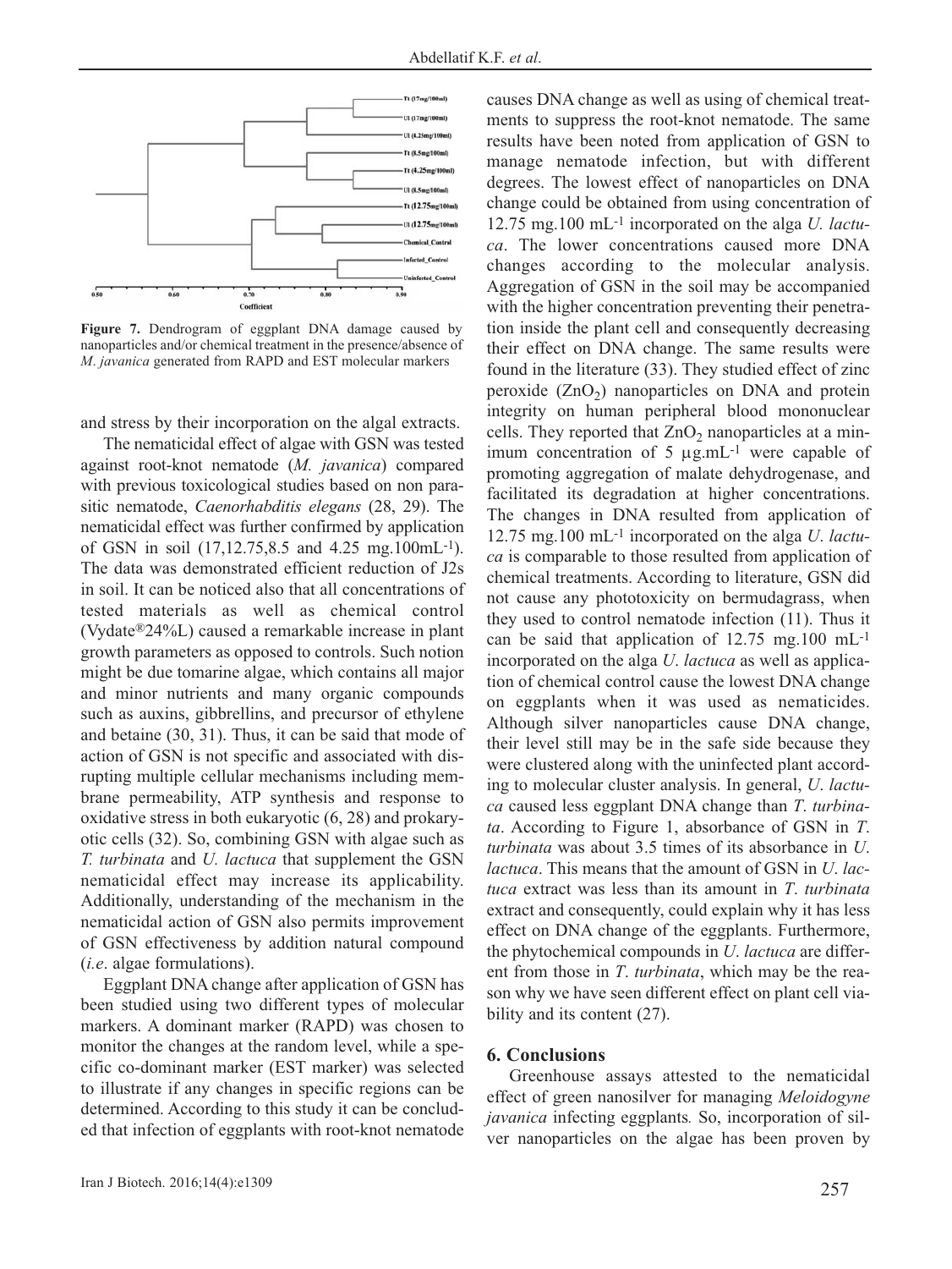**Figure 7.** Dendrogram of eggplant DNA damage caused by nanoparticles and/or chemical treatment in the presence/absence of *M. javanica* generated from RAPD and EST molecular markers

and stress by their incorporation on the algal extracts.

The nematicidal effect of algae with GSN was tested against root-knot nematode (*M. javanica*) compared with previous toxicological studies based on non parasitic nematode, *Caenorhabditis elegans* (28, 29). The nematicidal effect was further confirmed by application of GSN in soil (17,12.75,8.5 and 4.25 mg.100mL$^{-1}$). The data was demonstrated efficient reduction of J2s in soil. It can be noticed also that all concentrations of tested materials as well as chemical control (Vydate®24%L) caused a remarkable increase in plant growth parameters as opposed to controls. Such notion might be due tomarine algae, which contains all major and minor nutrients and many organic compounds such as auxins, gibbrellins, and precursor of ethylene and betaine (30, 31). Thus, it can be said that mode of action of GSN is not specific and associated with disrupting multiple cellular mechanisms including membrane permeability, ATP synthesis and response to oxidative stress in both eukaryotic (6, 28) and prokaryotic cells (32). So, combining GSN with algae such as *T. turbinata* and *U. lactuca* that supplement the GSN nematicidal effect may increase its applicability. Additionally, understanding of the mechanism in the nematicidal action of GSN also permits improvement of GSN effectiveness by addition natural compound (*i.e*. algae formulations).

Eggplant DNA change after application of GSN has been studied using two different types of molecular markers. A dominant marker (RAPD) was chosen to monitor the changes at the random level, while a specific co-dominant marker (EST marker) was selected to illustrate if any changes in specific regions can be determined. According to this study it can be concluded that infection of eggplants with root-knot nematode causes DNA change as well as using of chemical treatments to suppress the root-knot nematode. The same results have been noted from application of GSN to manage nematode infection, but with different degrees. The lowest effect of nanoparticles on DNA change could be obtained from using concentration of 12.75 mg.100 mL$^{-1}$ incorporated on the alga *U. lactuca*. The lower concentrations caused more DNA changes according to the molecular analysis. Aggregation of GSN in the soil may be accompanied with the higher concentration preventing their penetration inside the plant cell and consequently decreasing their effect on DNA change. The same results were found in the literature (33). They studied effect of zinc peroxide ($ZnO_2$) nanoparticles on DNA and protein integrity on human peripheral blood mononuclear cells. They reported that $ZnO_2$ nanoparticles at a minimum concentration of 5 μg.mL$^{-1}$ were capable of promoting aggregation of malate dehydrogenase, and facilitated its degradation at higher concentrations. The changes in DNA resulted from application of 12.75 mg.100 mL$^{-1}$ incorporated on the alga *U. lactuca* is comparable to those resulted from application of chemical treatments. According to literature, GSN did not cause any phototoxicity on bermudagrass, when they used to control nematode infection (11). Thus it can be said that application of 12.75 mg.100 mL$^{-1}$ incorporated on the alga *U. lactuca* as well as application of chemical control cause the lowest DNA change on eggplants when it was used as nematicides. Although silver nanoparticles cause DNA change, their level still may be in the safe side because they were clustered along with the uninfected plant according to molecular cluster analysis. In general, *U. lactuca* caused less eggplant DNA change than *T. turbinata*. According to Figure 1, absorbance of GSN in *T. turbinata* was about 3.5 times of its absorbance in *U. lactuca*. This means that the amount of GSN in *U. lactuca* extract was less than its amount in *T. turbinata* extract and consequently, could explain why it has less effect on DNA change of the eggplants. Furthermore, the phytochemical compounds in *U. lactuca* are different from those in *T. turbinata*, which may be the reason why we have seen different effect on plant cell viability and its content (27).

## 6. Conclusions

Greenhouse assays attested to the nematicidal effect of green nanosilver for managing *Meloidogyne javanica* infecting eggplants*.* So, incorporation of silver nanoparticles on the algae has been proven by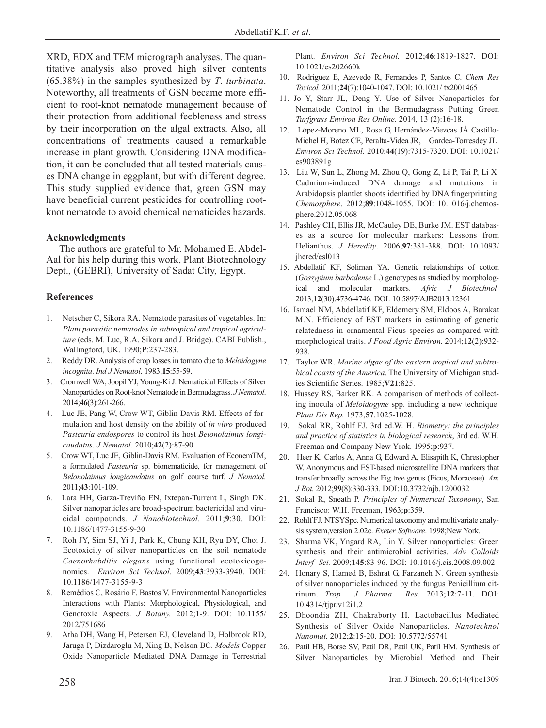XRD, EDX and TEM micrograph analyses. The quantitative analysis also proved high silver contents (65.38%) in the samples synthesized by *T. turbinata*. Noteworthy, all treatments of GSN became more efficient to root-knot nematode management because of their protection from additional feebleness and stress by their incorporation on the algal extracts. Also, all concentrations of treatments caused a remarkable increase in plant growth. Considering DNA modification, it can be concluded that all tested materials causes DNA change in eggplant, but with different degree. This study supplied evidence that, green GSN may have beneficial current pesticides for controlling root-knot nematode to avoid chemical nematicides hazards.

## Acknowledgments

The authors are grateful to Mr. Mohamed E. Abdel-Aal for his help during this work, Plant Biotechnology Dept., (GEBRI), University of Sadat City, Egypt.

## References

1. Netscher C, Sikora RA. Nematode parasites of vegetables. In: *Plant parasitic nematodes in subtropical and tropical agriculture* (eds. M. Luc, R.A. Sikora and J. Bridge). CABI Publish., Wallingford, UK. 1990;**P**:237-283.
2. Reddy DR. Analysis of crop losses in tomato due to *Meloidogyne incognita*. *Ind J Nematol*. 1983;**15**:55-59.
3. Cromwell WA, Joopil YJ, Young-Ki J. Nematicidal Effects of Silver Nanoparticles on Root-knot Nematode in Bermudagrass. *J Nematol*. 2014;**46**(3):261-266.
4. Luc JE, Pang W, Crow WT, Giblin-Davis RM. Effects of formulation and host density on the ability of *in vitro* produced *Pasteuria endospores* to control its host *Belonolaimus longicaudatus*. *J Nematol.* 2010;**42**(2):87-90.
5. Crow WT, Luc JE, Giblin-Davis RM. Evaluation of EconemTM, a formulated *Pasteuria* sp. bionematicide, for management of *Belonolaimus longicaudatus* on golf course turf. *J Nematol.* 2011;**43**:101-109.
6. Lara HH, Garza-Treviño EN, Ixtepan-Turrent L, Singh DK. Silver nanoparticles are broad-spectrum bactericidal and virucidal compounds. *J Nanobiotechnol.* 2011;**9**:30. DOI: 10.1186/1477-3155-9-30
7. Roh JY, Sim SJ, Yi J, Park K, Chung KH, Ryu DY, Choi J. Ecotoxicity of silver nanoparticles on the soil nematode *Caenorhabditis elegans* using functional ecotoxicogenomics. *Environ Sci Technol*. 2009;**43**:3933-3940. DOI: 10.1186/1477-3155-9-3
8. Remédios C, Rosário F, Bastos V. Environmental Nanoparticles Interactions with Plants: Morphological, Physiological, and Genotoxic Aspects. *J Botany.* 2012;1-9. DOI: 10.1155/2012/751686
9. Atha DH, Wang H, Petersen EJ, Cleveland D, Holbrook RD, Jaruga P, Dizdaroglu M, Xing B, Nelson BC. *Models* Copper Oxide Nanoparticle Mediated DNA Damage in Terrestrial Plant. *Environ Sci Technol.* 2012;**46**:1819-1827. DOI: 10.1021/es202660k
10. Rodriguez E, Azevedo R, Fernandes P, Santos C. *Chem Res Toxicol.* 2011;**24**(7):1040-1047. DOI: 10.1021/ tx2001465
11. Jo Y, Starr JL, Deng Y. Use of Silver Nanoparticles for Nematode Control in the Bermudagrass Putting Green *Turfgrass Environ Res Online*. 2014, 13 (2):16-18.
12. López-Moreno ML, Rosa G, Hernández-Viezcas JÁ Castillo-Michel H, Botez CE, Peralta-Videa JR, Gardea-Torresdey JL. *Environ Sci Technol*. 2010;**44**(19):7315-7320. DOI: 10.1021/es903891g
13. Liu W, Sun L, Zhong M, Zhou Q, Gong Z, Li P, Tai P, Li X. Cadmium-induced DNA damage and mutations in Arabidopsis plantlet shoots identified by DNA fingerprinting. *Chemosphere*. 2012;**89**:1048-1055. DOI: 10.1016/j.chemosphere.2012.05.068
14. Pashley CH, Ellis JR, McCauley DE, Burke JM. EST databases as a source for molecular markers: Lessons from Helianthus. *J Heredity*. 2006;**97**:381-388. DOI: 10.1093/jhered/esl013
15. Abdellatif KF, Soliman YA. Genetic relationships of cotton (*Gossypium barbadense* L.) genotypes as studied by morphological and molecular markers. *Afric J Biotechnol*. 2013;**12**(30):4736-4746. DOI: 10.5897/AJB2013.12361
16. Ismael NM, Abdellatif KF, Eldemery SM, Eldoos A, Barakat M.N. Efficiency of EST markers in estimating of genetic relatedness in ornamental Ficus species as compared with morphological traits. *J Food Agric Environ.* 2014;**12**(2):932-938.
17. Taylor WR. *Marine algae of the eastern tropical and subtrobical coasts of the America*. The University of Michigan studies Scientific Series. 1985;**V21**:825.
18. Hussey RS, Barker RK. A comparison of methods of collecting inocula of *Meloidogyne* spp. including a new technique. *Plant Dis Rep.* 1973;**57**:1025-1028.
19. Sokal RR, Rohlf FJ. 3rd ed.W. H. *Biometry: the principles and practice of statistics in biological research*, 3rd ed. W.H. Freeman and Company New Yrok. 1995;**p**:937.
20. Heer K, Carlos A, Anna G, Edward A, Elisapith K, Christopher W. Anonymous and EST-based microsatellite DNA markers that transfer broadly across the Fig tree genus (Ficus, Moraceae). *Am J Bot.* 2012;**99**(8):330-333. DOI:10.3732/ajb.1200032
21. Sokal R, Sneath P. *Principles of Numerical Taxonomy*, San Francisco: W.H. Freeman, 1963;**p**:359.
22. Rohlf FJ. NTSYSpc. Numerical taxonomy and multivariate analysis system,version 2.02c. *Exeter Software*. 1998;New York.
23. Sharma VK, Yngard RA, Lin Y. Silver nanoparticles: Green synthesis and their antimicrobial activities. *Adv Colloids Interf Sci.* 2009;**145**:83-96. DOI: 10.1016/j.cis.2008.09.002
24. Honary S, Hamed B, Eshrat G, Farzaneh N. Green synthesis of silver nanoparticles induced by the fungus Penicillium citrinum. *Trop J Pharma Res.* 2013;**12**:7-11. DOI: 10.4314/tjpr.v12i1.2
25. Dhoondia ZH, Chakraborty H. Lactobacillus Mediated Synthesis of Silver Oxide Nanoparticles. *Nanotechnol Nanomat.* 2012;**2**:15-20. DOI: 10.5772/55741
26. Patil HB, Borse SV, Patil DR, Patil UK, Patil HM. Synthesis of Silver Nanoparticles by Microbial Method and Their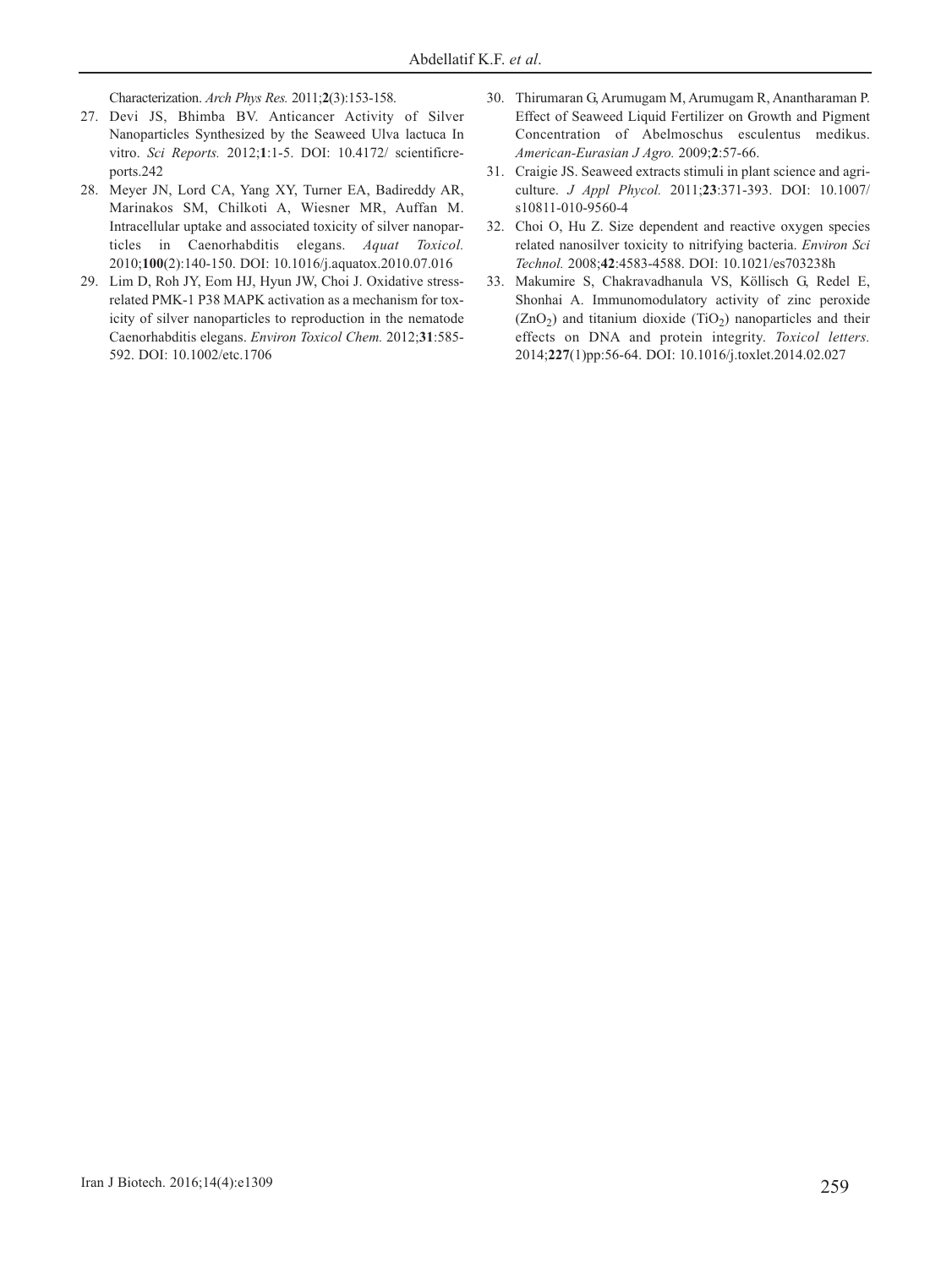Characterization. *Arch Phys Res.* 2011;**2**(3):153-158.

27. Devi JS, Bhimba BV. Anticancer Activity of Silver Nanoparticles Synthesized by the Seaweed Ulva lactuca In vitro. *Sci Reports.* 2012;**1**:1-5. DOI: 10.4172/ scientificreports.242
28. Meyer JN, Lord CA, Yang XY, Turner EA, Badireddy AR, Marinakos SM, Chilkoti A, Wiesner MR, Auffan M. Intracellular uptake and associated toxicity of silver nanoparticles in Caenorhabditis elegans. *Aquat Toxicol.* 2010;**100**(2):140-150. DOI: 10.1016/j.aquatox.2010.07.016
29. Lim D, Roh JY, Eom HJ, Hyun JW, Choi J. Oxidative stress-related PMK-1 P38 MAPK activation as a mechanism for toxicity of silver nanoparticles to reproduction in the nematode Caenorhabditis elegans. *Environ Toxicol Chem.* 2012;**31**:585-592. DOI: 10.1002/etc.1706
30. Thirumaran G, Arumugam M, Arumugam R, Anantharaman P. Effect of Seaweed Liquid Fertilizer on Growth and Pigment Concentration of Abelmoschus esculentus medikus. *American-Eurasian J Agro.* 2009;**2**:57-66.
31. Craigie JS. Seaweed extracts stimuli in plant science and agriculture. *J Appl Phycol.* 2011;**23**:371-393. DOI: 10.1007/ s10811-010-9560-4
32. Choi O, Hu Z. Size dependent and reactive oxygen species related nanosilver toxicity to nitrifying bacteria. *Environ Sci Technol.* 2008;**42**:4583-4588. DOI: 10.1021/es703238h
33. Makumire S, Chakravadhanula VS, Köllisch G, Redel E, Shonhai A. Immunomodulatory activity of zinc peroxide ($ZnO_2$) and titanium dioxide ($TiO_2$) nanoparticles and their effects on DNA and protein integrity. *Toxicol letters.* 2014;**227**(1)pp:56-64. DOI: 10.1016/j.toxlet.2014.02.027